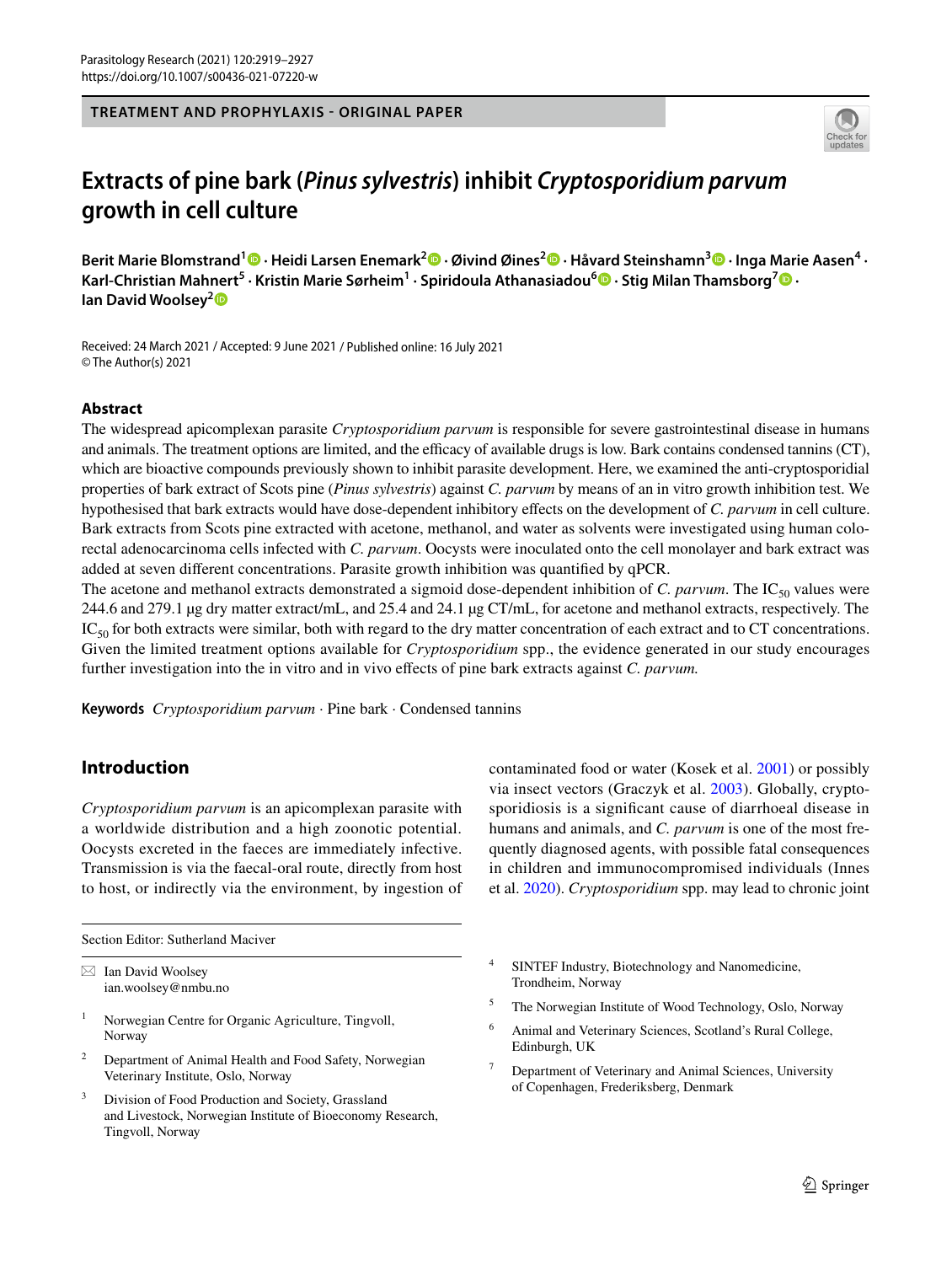TREATMENT AND PROPHYLAXIS - ORIGINAL PAPER

# Extracts of pine bark (*Pinus sylvestris*) inhibit *Cryptosporidium parvum* growth in cell culture

**Berit Marie Blomstrand[1] · Heidi Larsen Enemark[2] · Øivind Øines[2] · Håvard Steinshamn[3] · Inga Marie Aasen[4] · Karl-Christian Mahnert[5] · Kristin Marie Sørheim[1] · Spiridoula Athanasiadou[6] · Stig Milan Thamsborg[7] · Ian David Woolsey[2]**

Received: 24 March 2021 / Accepted: 9 June 2021 / Published online: 16 July 2021
© The Author(s) 2021

## Abstract

The widespread apicomplexan parasite *Cryptosporidium parvum* is responsible for severe gastrointestinal disease in humans and animals. The treatment options are limited, and the efficacy of available drugs is low. Bark contains condensed tannins (CT), which are bioactive compounds previously shown to inhibit parasite development. Here, we examined the anti-cryptosporidial properties of bark extract of Scots pine (*Pinus sylvestris*) against *C. parvum* by means of an in vitro growth inhibition test. We hypothesised that bark extracts would have dose-dependent inhibitory effects on the development of *C. parvum* in cell culture. Bark extracts from Scots pine extracted with acetone, methanol, and water as solvents were investigated using human colorectal adenocarcinoma cells infected with *C. parvum*. Oocysts were inoculated onto the cell monolayer and bark extract was added at seven different concentrations. Parasite growth inhibition was quantified by qPCR.

The acetone and methanol extracts demonstrated a sigmoid dose-dependent inhibition of *C. parvum*. The $IC_{50}$ values were 244.6 and 279.1 µg dry matter extract/mL, and 25.4 and 24.1 µg CT/mL, for acetone and methanol extracts, respectively. The $IC_{50}$ for both extracts were similar, both with regard to the dry matter concentration of each extract and to CT concentrations. Given the limited treatment options available for *Cryptosporidium* spp., the evidence generated in our study encourages further investigation into the in vitro and in vivo effects of pine bark extracts against *C. parvum.*

**Keywords** *Cryptosporidium parvum* · Pine bark · Condensed tannins

## Introduction

*Cryptosporidium parvum* is an apicomplexan parasite with a worldwide distribution and a high zoonotic potential. Oocysts excreted in the faeces are immediately infective. Transmission is via the faecal-oral route, directly from host to host, or indirectly via the environment, by ingestion of contaminated food or water (Kosek et al. 2001) or possibly via insect vectors (Graczyk et al. 2003). Globally, cryptosporidiosis is a significant cause of diarrhoeal disease in humans and animals, and *C. parvum* is one of the most frequently diagnosed agents, with possible fatal consequences in children and immunocompromised individuals (Innes et al. 2020). *Cryptosporidium* spp. may lead to chronic joint

---

Section Editor: Sutherland Maciver

✉ Ian David Woolsey
ian.woolsey@nmbu.no

[1] Norwegian Centre for Organic Agriculture, Tingvoll, Norway

[2] Department of Animal Health and Food Safety, Norwegian Veterinary Institute, Oslo, Norway

[3] Division of Food Production and Society, Grassland and Livestock, Norwegian Institute of Bioeconomy Research, Tingvoll, Norway

[4] SINTEF Industry, Biotechnology and Nanomedicine, Trondheim, Norway

[5] The Norwegian Institute of Wood Technology, Oslo, Norway

[6] Animal and Veterinary Sciences, Scotland's Rural College, Edinburgh, UK

[7] Department of Veterinary and Animal Sciences, University of Copenhagen, Frederiksberg, Denmark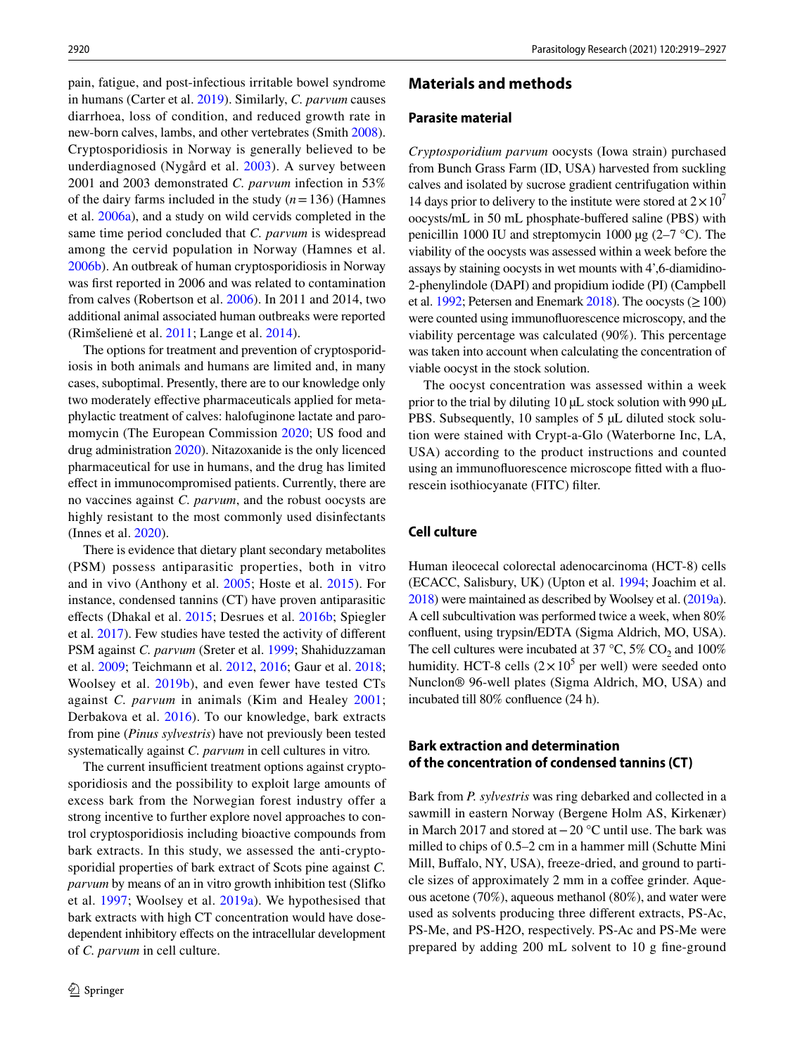pain, fatigue, and post-infectious irritable bowel syndrome in humans (Carter et al. 2019). Similarly, *C. parvum* causes diarrhoea, loss of condition, and reduced growth rate in new-born calves, lambs, and other vertebrates (Smith 2008). Cryptosporidiosis in Norway is generally believed to be underdiagnosed (Nygård et al. 2003). A survey between 2001 and 2003 demonstrated *C. parvum* infection in 53% of the dairy farms included in the study ($n = 136$) (Hamnes et al. 2006a), and a study on wild cervids completed in the same time period concluded that *C. parvum* is widespread among the cervid population in Norway (Hamnes et al. 2006b). An outbreak of human cryptosporidiosis in Norway was first reported in 2006 and was related to contamination from calves (Robertson et al. 2006). In 2011 and 2014, two additional animal associated human outbreaks were reported (Rimšelienė et al. 2011; Lange et al. 2014).

The options for treatment and prevention of cryptosporidiosis in both animals and humans are limited and, in many cases, suboptimal. Presently, there are to our knowledge only two moderately effective pharmaceuticals applied for metaphylactic treatment of calves: halofuginone lactate and paromomycin (The European Commission 2020; US food and drug administration 2020). Nitazoxanide is the only licenced pharmaceutical for use in humans, and the drug has limited effect in immunocompromised patients. Currently, there are no vaccines against *C. parvum*, and the robust oocysts are highly resistant to the most commonly used disinfectants (Innes et al. 2020).

There is evidence that dietary plant secondary metabolites (PSM) possess antiparasitic properties, both in vitro and in vivo (Anthony et al. 2005; Hoste et al. 2015). For instance, condensed tannins (CT) have proven antiparasitic effects (Dhakal et al. 2015; Desrues et al. 2016b; Spiegler et al. 2017). Few studies have tested the activity of different PSM against *C. parvum* (Sreter et al. 1999; Shahiduzzaman et al. 2009; Teichmann et al. 2012, 2016; Gaur et al. 2018; Woolsey et al. 2019b), and even fewer have tested CTs against *C. parvum* in animals (Kim and Healey 2001; Derbakova et al. 2016). To our knowledge, bark extracts from pine (*Pinus sylvestris*) have not previously been tested systematically against *C. parvum* in cell cultures in vitro.

The current insufficient treatment options against cryptosporidiosis and the possibility to exploit large amounts of excess bark from the Norwegian forest industry offer a strong incentive to further explore novel approaches to control cryptosporidiosis including bioactive compounds from bark extracts. In this study, we assessed the anti-cryptosporidial properties of bark extract of Scots pine against *C. parvum* by means of an in vitro growth inhibition test (Slifko et al. 1997; Woolsey et al. 2019a). We hypothesised that bark extracts with high CT concentration would have dose-dependent inhibitory effects on the intracellular development of *C. parvum* in cell culture.

## Materials and methods

### Parasite material

*Cryptosporidium parvum* oocysts (Iowa strain) purchased from Bunch Grass Farm (ID, USA) harvested from suckling calves and isolated by sucrose gradient centrifugation within 14 days prior to delivery to the institute were stored at $2 \times 10^7$ oocysts/mL in 50 mL phosphate-buffered saline (PBS) with penicillin 1000 IU and streptomycin 1000 µg (2–7 °C). The viability of the oocysts was assessed within a week before the assays by staining oocysts in wet mounts with 4′,6-diamidino-2-phenylindole (DAPI) and propidium iodide (PI) (Campbell et al. 1992; Petersen and Enemark 2018). The oocysts (≥ 100) were counted using immunofluorescence microscopy, and the viability percentage was calculated (90%). This percentage was taken into account when calculating the concentration of viable oocyst in the stock solution.

The oocyst concentration was assessed within a week prior to the trial by diluting 10 µL stock solution with 990 µL PBS. Subsequently, 10 samples of 5 µL diluted stock solution were stained with Crypt-a-Glo (Waterborne Inc, LA, USA) according to the product instructions and counted using an immunofluorescence microscope fitted with a fluorescein isothiocyanate (FITC) filter.

### Cell culture

Human ileocecal colorectal adenocarcinoma (HCT-8) cells (ECACC, Salisbury, UK) (Upton et al. 1994; Joachim et al. 2018) were maintained as described by Woolsey et al. (2019a). A cell subcultivation was performed twice a week, when 80% confluent, using trypsin/EDTA (Sigma Aldrich, MO, USA). The cell cultures were incubated at 37 °C, 5% $CO_2$ and 100% humidity. HCT-8 cells ($2 \times 10^5$ per well) were seeded onto Nunclon® 96-well plates (Sigma Aldrich, MO, USA) and incubated till 80% confluence (24 h).

### Bark extraction and determination of the concentration of condensed tannins (CT)

Bark from *P. sylvestris* was ring debarked and collected in a sawmill in eastern Norway (Bergene Holm AS, Kirkenær) in March 2017 and stored at − 20 °C until use. The bark was milled to chips of 0.5–2 cm in a hammer mill (Schutte Mini Mill, Buffalo, NY, USA), freeze-dried, and ground to particle sizes of approximately 2 mm in a coffee grinder. Aqueous acetone (70%), aqueous methanol (80%), and water were used as solvents producing three different extracts, PS-Ac, PS-Me, and PS-H2O, respectively. PS-Ac and PS-Me were prepared by adding 200 mL solvent to 10 g fine-ground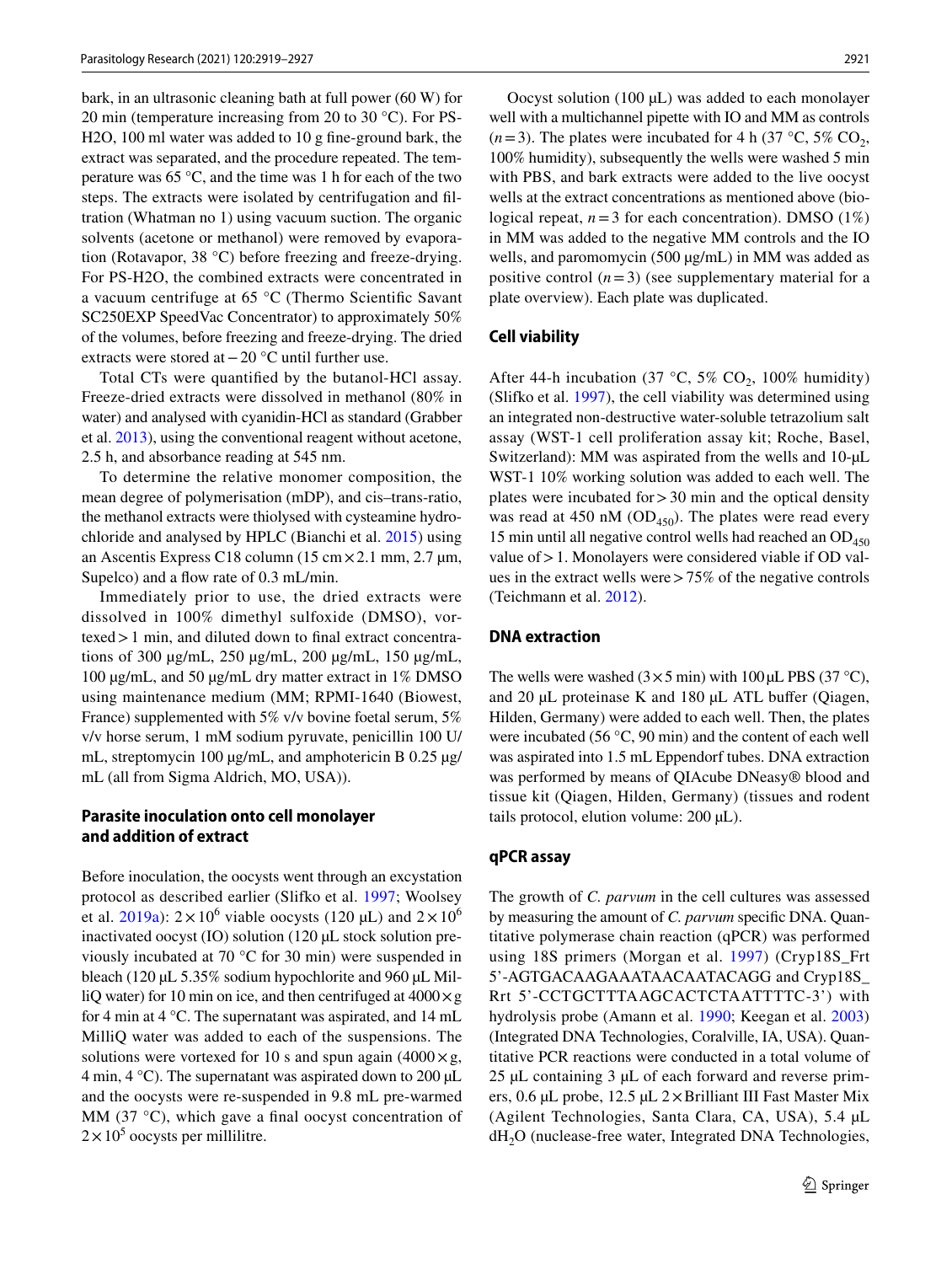bark, in an ultrasonic cleaning bath at full power (60 W) for 20 min (temperature increasing from 20 to 30 °C). For PS-H2O, 100 ml water was added to 10 g fine-ground bark, the extract was separated, and the procedure repeated. The temperature was 65 °C, and the time was 1 h for each of the two steps. The extracts were isolated by centrifugation and filtration (Whatman no 1) using vacuum suction. The organic solvents (acetone or methanol) were removed by evaporation (Rotavapor, 38 °C) before freezing and freeze-drying. For PS-H2O, the combined extracts were concentrated in a vacuum centrifuge at 65 °C (Thermo Scientific Savant SC250EXP SpeedVac Concentrator) to approximately 50% of the volumes, before freezing and freeze-drying. The dried extracts were stored at − 20 °C until further use.

Total CTs were quantified by the butanol-HCl assay. Freeze-dried extracts were dissolved in methanol (80% in water) and analysed with cyanidin-HCl as standard (Grabber et al. 2013), using the conventional reagent without acetone, 2.5 h, and absorbance reading at 545 nm.

To determine the relative monomer composition, the mean degree of polymerisation (mDP), and cis–trans-ratio, the methanol extracts were thiolysed with cysteamine hydrochloride and analysed by HPLC (Bianchi et al. 2015) using an Ascentis Express C18 column (15 cm × 2.1 mm, 2.7 µm, Supelco) and a flow rate of 0.3 mL/min.

Immediately prior to use, the dried extracts were dissolved in 100% dimethyl sulfoxide (DMSO), vortexed > 1 min, and diluted down to final extract concentrations of 300 µg/mL, 250 µg/mL, 200 µg/mL, 150 µg/mL, 100 µg/mL, and 50 µg/mL dry matter extract in 1% DMSO using maintenance medium (MM; RPMI-1640 (Biowest, France) supplemented with 5% v/v bovine foetal serum, 5% v/v horse serum, 1 mM sodium pyruvate, penicillin 100 U/mL, streptomycin 100 µg/mL, and amphotericin B 0.25 µg/mL (all from Sigma Aldrich, MO, USA)).

## Parasite inoculation onto cell monolayer and addition of extract

Before inoculation, the oocysts went through an excystation protocol as described earlier (Slifko et al. 1997; Woolsey et al. 2019a): $2 \times 10^6$ viable oocysts (120 µL) and $2 \times 10^6$ inactivated oocyst (IO) solution (120 µL stock solution previously incubated at 70 °C for 30 min) were suspended in bleach (120 µL 5.35% sodium hypochlorite and 960 µL MilliQ water) for 10 min on ice, and then centrifuged at 4000 × g for 4 min at 4 °C. The supernatant was aspirated, and 14 mL MilliQ water was added to each of the suspensions. The solutions were vortexed for 10 s and spun again (4000 × g, 4 min, 4 °C). The supernatant was aspirated down to 200 µL and the oocysts were re-suspended in 9.8 mL pre-warmed MM (37 °C), which gave a final oocyst concentration of $2 \times 10^5$ oocysts per millilitre.

Oocyst solution (100 µL) was added to each monolayer well with a multichannel pipette with IO and MM as controls ($n = 3$). The plates were incubated for 4 h (37 °C, 5% $CO_2$, 100% humidity), subsequently the wells were washed 5 min with PBS, and bark extracts were added to the live oocyst wells at the extract concentrations as mentioned above (biological repeat, $n = 3$ for each concentration). DMSO (1%) in MM was added to the negative MM controls and the IO wells, and paromomycin (500 µg/mL) in MM was added as positive control ($n = 3$) (see supplementary material for a plate overview). Each plate was duplicated.

## Cell viability

After 44-h incubation (37 °C, 5% $CO_2$, 100% humidity) (Slifko et al. 1997), the cell viability was determined using an integrated non-destructive water-soluble tetrazolium salt assay (WST-1 cell proliferation assay kit; Roche, Basel, Switzerland): MM was aspirated from the wells and 10-µL WST-1 10% working solution was added to each well. The plates were incubated for > 30 min and the optical density was read at 450 nM ($OD_{450}$). The plates were read every 15 min until all negative control wells had reached an $OD_{450}$ value of > 1. Monolayers were considered viable if OD values in the extract wells were > 75% of the negative controls (Teichmann et al. 2012).

## DNA extraction

The wells were washed (3 × 5 min) with 100 µL PBS (37 °C), and 20 µL proteinase K and 180 µL ATL buffer (Qiagen, Hilden, Germany) were added to each well. Then, the plates were incubated (56 °C, 90 min) and the content of each well was aspirated into 1.5 mL Eppendorf tubes. DNA extraction was performed by means of QIAcube DNeasy® blood and tissue kit (Qiagen, Hilden, Germany) (tissues and rodent tails protocol, elution volume: 200 µL).

## qPCR assay

The growth of *C. parvum* in the cell cultures was assessed by measuring the amount of *C. parvum* specific DNA. Quantitative polymerase chain reaction (qPCR) was performed using 18S primers (Morgan et al. 1997) (Cryp18S_Frt 5'-AGTGACAAGAAATAACAATACAGG and Cryp18S_Rrt 5'-CCTGCTTTAAGCACTCTAATTTTC-3') with hydrolysis probe (Amann et al. 1990; Keegan et al. 2003) (Integrated DNA Technologies, Coralville, IA, USA). Quantitative PCR reactions were conducted in a total volume of 25 µL containing 3 µL of each forward and reverse primers, 0.6 µL probe, 12.5 µL 2 × Brilliant III Fast Master Mix (Agilent Technologies, Santa Clara, CA, USA), 5.4 µL $dH_2O$ (nuclease-free water, Integrated DNA Technologies,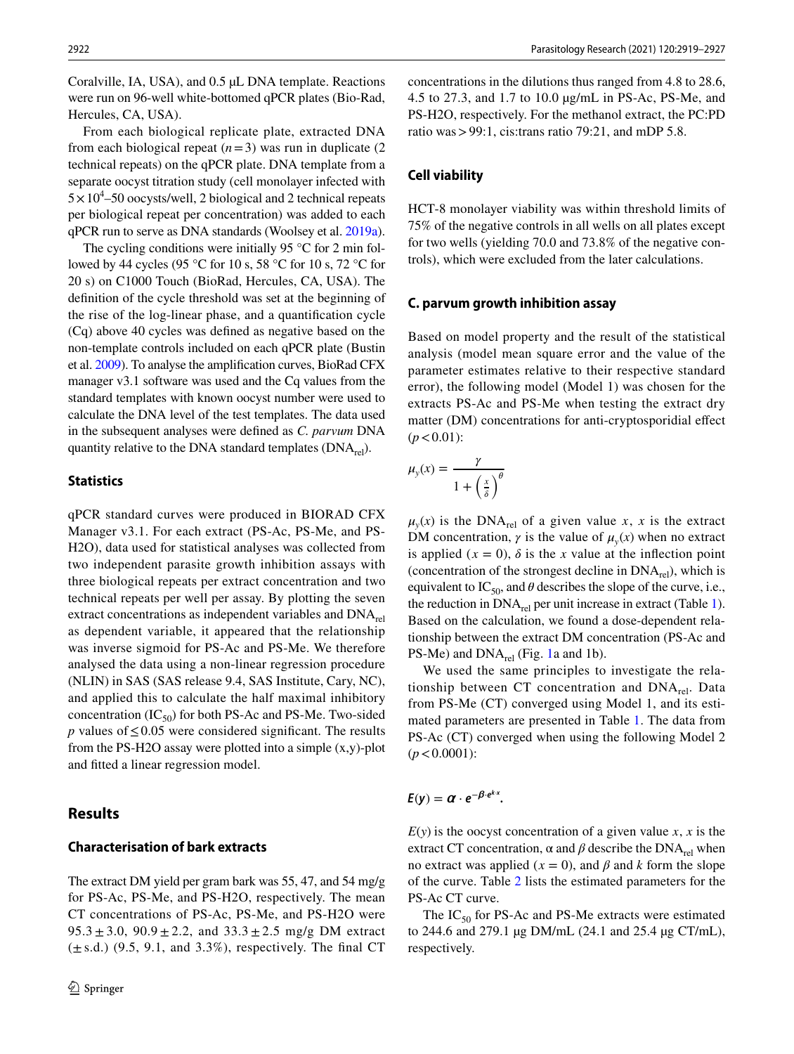Coralville, IA, USA), and 0.5 μL DNA template. Reactions were run on 96-well white-bottomed qPCR plates (Bio-Rad, Hercules, CA, USA).

From each biological replicate plate, extracted DNA from each biological repeat ($n = 3$) was run in duplicate (2 technical repeats) on the qPCR plate. DNA template from a separate oocyst titration study (cell monolayer infected with $5 \times 10^4$–50 oocysts/well, 2 biological and 2 technical repeats per biological repeat per concentration) was added to each qPCR run to serve as DNA standards (Woolsey et al. 2019a).

The cycling conditions were initially 95 °C for 2 min followed by 44 cycles (95 °C for 10 s, 58 °C for 10 s, 72 °C for 20 s) on C1000 Touch (BioRad, Hercules, CA, USA). The definition of the cycle threshold was set at the beginning of the rise of the log-linear phase, and a quantification cycle (Cq) above 40 cycles was defined as negative based on the non-template controls included on each qPCR plate (Bustin et al. 2009). To analyse the amplification curves, BioRad CFX manager v3.1 software was used and the Cq values from the standard templates with known oocyst number were used to calculate the DNA level of the test templates. The data used in the subsequent analyses were defined as *C. parvum* DNA quantity relative to the DNA standard templates ($DNA_{rel}$).

### Statistics

qPCR standard curves were produced in BIORAD CFX Manager v3.1. For each extract (PS-Ac, PS-Me, and PS-H2O), data used for statistical analyses was collected from two independent parasite growth inhibition assays with three biological repeats per extract concentration and two technical repeats per well per assay. By plotting the seven extract concentrations as independent variables and $DNA_{rel}$ as dependent variable, it appeared that the relationship was inverse sigmoid for PS-Ac and PS-Me. We therefore analysed the data using a non-linear regression procedure (NLIN) in SAS (SAS release 9.4, SAS Institute, Cary, NC), and applied this to calculate the half maximal inhibitory concentration ($IC_{50}$) for both PS-Ac and PS-Me. Two-sided $p$ values of $\leq 0.05$ were considered significant. The results from the PS-H2O assay were plotted into a simple (x,y)-plot and fitted a linear regression model.

## Results

### Characterisation of bark extracts

The extract DM yield per gram bark was 55, 47, and 54 mg/g for PS-Ac, PS-Me, and PS-H2O, respectively. The mean CT concentrations of PS-Ac, PS-Me, and PS-H2O were 95.3 ± 3.0, 90.9 ± 2.2, and 33.3 ± 2.5 mg/g DM extract (± s.d.) (9.5, 9.1, and 3.3%), respectively. The final CT concentrations in the dilutions thus ranged from 4.8 to 28.6, 4.5 to 27.3, and 1.7 to 10.0 μg/mL in PS-Ac, PS-Me, and PS-H2O, respectively. For the methanol extract, the PC:PD ratio was > 99:1, cis:trans ratio 79:21, and mDP 5.8.

### Cell viability

HCT-8 monolayer viability was within threshold limits of 75% of the negative controls in all wells on all plates except for two wells (yielding 70.0 and 73.8% of the negative controls), which were excluded from the later calculations.

### C. parvum growth inhibition assay

Based on model property and the result of the statistical analysis (model mean square error and the value of the parameter estimates relative to their respective standard error), the following model (Model 1) was chosen for the extracts PS-Ac and PS-Me when testing the extract dry matter (DM) concentrations for anti-cryptosporidial effect ($p < 0.01$):

$$\mu_y(x) = \frac{\gamma}{1 + \left(\frac{x}{\delta}\right)^{\theta}}$$

$\mu_y(x)$ is the $DNA_{rel}$ of a given value $x$, $x$ is the extract DM concentration, $\gamma$ is the value of $\mu_y(x)$ when no extract is applied ($x = 0$), $\delta$ is the $x$ value at the inflection point (concentration of the strongest decline in $DNA_{rel}$), which is equivalent to $IC_{50}$, and $\theta$ describes the slope of the curve, i.e., the reduction in $DNA_{rel}$ per unit increase in extract (Table 1). Based on the calculation, we found a dose-dependent relationship between the extract DM concentration (PS-Ac and PS-Me) and $DNA_{rel}$ (Fig. 1a and 1b).

We used the same principles to investigate the relationship between CT concentration and $DNA_{rel}$. Data from PS-Me (CT) converged using Model 1, and its estimated parameters are presented in Table 1. The data from PS-Ac (CT) converged when using the following Model 2 ($p < 0.0001$):

$$E(y) = \alpha \cdot e^{-\beta \cdot e^{k \cdot x}}.$$

$E(y)$ is the oocyst concentration of a given value $x$, $x$ is the extract CT concentration, $\alpha$ and $\beta$ describe the $DNA_{rel}$ when no extract was applied ($x = 0$), and $\beta$ and $k$ form the slope of the curve. Table 2 lists the estimated parameters for the PS-Ac CT curve.

The $IC_{50}$ for PS-Ac and PS-Me extracts were estimated to 244.6 and 279.1 μg DM/mL (24.1 and 25.4 μg CT/mL), respectively.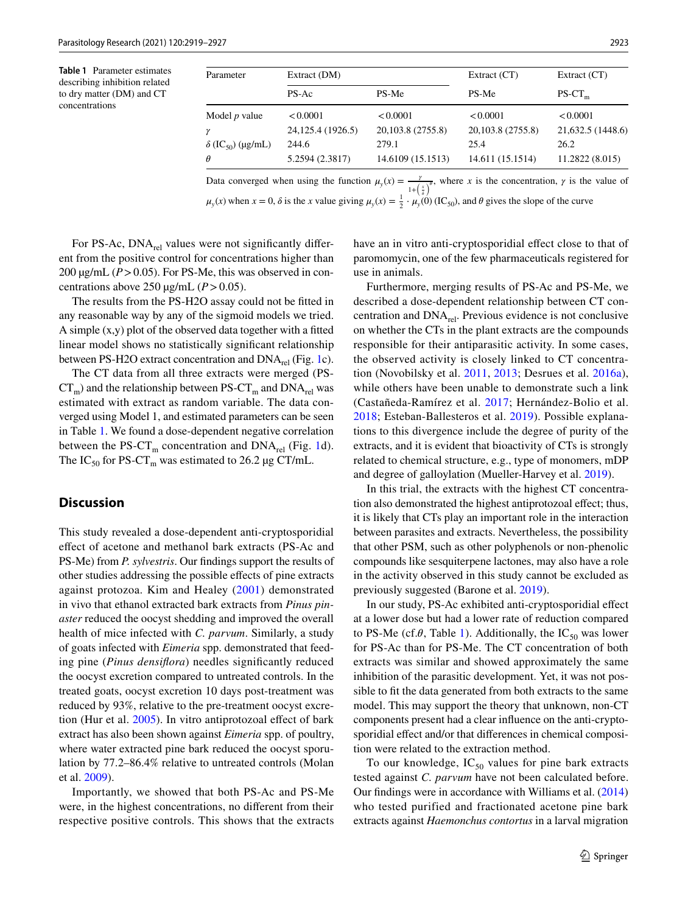**Table 1** Parameter estimates describing inhibition related to dry matter (DM) and CT concentrations

| Parameter | Extract (DM) | | Extract (CT) | Extract (CT) |
|---|---|---|---|---|
| | PS-Ac | PS-Me | PS-Me | PS-$CT_m$ |
| Model *p* value | < 0.0001 | < 0.0001 | < 0.0001 | < 0.0001 |
| $\gamma$ | 24,125.4 (1926.5) | 20,103.8 (2755.8) | 20,103.8 (2755.8) | 21,632.5 (1448.6) |
| $\delta$ ($IC_{50}$) (µg/mL) | 244.6 | 279.1 | 25.4 | 26.2 |
| $\theta$ | 5.2594 (2.3817) | 14.6109 (15.1513) | 14.611 (15.1514) | 11.2822 (8.015) |

Data converged when using the function $\mu_y(x) = \frac{\gamma}{1+\left(\frac{x}{\delta}\right)^{\theta}}$, where $x$ is the concentration, $\gamma$ is the value of $\mu_y(x)$ when $x = 0$, $\delta$ is the $x$ value giving $\mu_y(x) = \frac{1}{2} \cdot \mu_y(0)$ ($IC_{50}$), and $\theta$ gives the slope of the curve

For PS-Ac, $DNA_{rel}$ values were not significantly different from the positive control for concentrations higher than 200 µg/mL ($P > 0.05$). For PS-Me, this was observed in concentrations above 250 µg/mL ($P > 0.05$).

The results from the PS-H2O assay could not be fitted in any reasonable way by any of the sigmoid models we tried. A simple (x,y) plot of the observed data together with a fitted linear model shows no statistically significant relationship between PS-H2O extract concentration and $DNA_{rel}$ (Fig. 1c).

The CT data from all three extracts were merged (PS-$CT_m$) and the relationship between PS-$CT_m$ and $DNA_{rel}$ was estimated with extract as random variable. The data converged using Model 1, and estimated parameters can be seen in Table 1. We found a dose-dependent negative correlation between the PS-$CT_m$ concentration and $DNA_{rel}$ (Fig. 1d). The $IC_{50}$ for PS-$CT_m$ was estimated to 26.2 µg CT/mL.

## Discussion

This study revealed a dose-dependent anti-cryptosporidial effect of acetone and methanol bark extracts (PS-Ac and PS-Me) from *P. sylvestris*. Our findings support the results of other studies addressing the possible effects of pine extracts against protozoa. Kim and Healey (2001) demonstrated in vivo that ethanol extracted bark extracts from *Pinus pinaster* reduced the oocyst shedding and improved the overall health of mice infected with *C. parvum*. Similarly, a study of goats infected with *Eimeria* spp. demonstrated that feeding pine (*Pinus densiflora*) needles significantly reduced the oocyst excretion compared to untreated controls. In the treated goats, oocyst excretion 10 days post-treatment was reduced by 93%, relative to the pre-treatment oocyst excretion (Hur et al. 2005). In vitro antiprotozoal effect of bark extract has also been shown against *Eimeria* spp. of poultry, where water extracted pine bark reduced the oocyst sporulation by 77.2–86.4% relative to untreated controls (Molan et al. 2009).

Importantly, we showed that both PS-Ac and PS-Me were, in the highest concentrations, no different from their respective positive controls. This shows that the extracts have an in vitro anti-cryptosporidial effect close to that of paromomycin, one of the few pharmaceuticals registered for use in animals.

Furthermore, merging results of PS-Ac and PS-Me, we described a dose-dependent relationship between CT concentration and $DNA_{rel}$. Previous evidence is not conclusive on whether the CTs in the plant extracts are the compounds responsible for their antiparasitic activity. In some cases, the observed activity is closely linked to CT concentration (Novobilsky et al. 2011, 2013; Desrues et al. 2016a), while others have been unable to demonstrate such a link (Castañeda-Ramírez et al. 2017; Hernández-Bolio et al. 2018; Esteban-Ballesteros et al. 2019). Possible explanations to this divergence include the degree of purity of the extracts, and it is evident that bioactivity of CTs is strongly related to chemical structure, e.g., type of monomers, mDP and degree of galloylation (Mueller-Harvey et al. 2019).

In this trial, the extracts with the highest CT concentration also demonstrated the highest antiprotozoal effect; thus, it is likely that CTs play an important role in the interaction between parasites and extracts. Nevertheless, the possibility that other PSM, such as other polyphenols or non-phenolic compounds like sesquiterpene lactones, may also have a role in the activity observed in this study cannot be excluded as previously suggested (Barone et al. 2019).

In our study, PS-Ac exhibited anti-cryptosporidial effect at a lower dose but had a clear rate of reduction compared to PS-Me (cf.$\theta$, Table 1). Additionally, the $IC_{50}$ was lower for PS-Ac than for PS-Me. The CT concentration of both extracts was similar and showed approximately the same inhibition of the parasitic development. Yet, it was not possible to fit the data generated from both extracts to the same model. This may support the theory that unknown, non-CT components present had a clear influence on the anti-cryptosporidial effect and/or that differences in chemical composition were related to the extraction method.

To our knowledge, $IC_{50}$ values for pine bark extracts tested against *C. parvum* have not been calculated before. Our findings were in accordance with Williams et al. (2014) who tested purified and fractionated acetone pine bark extracts against *Haemonchus contortus* in a larval migration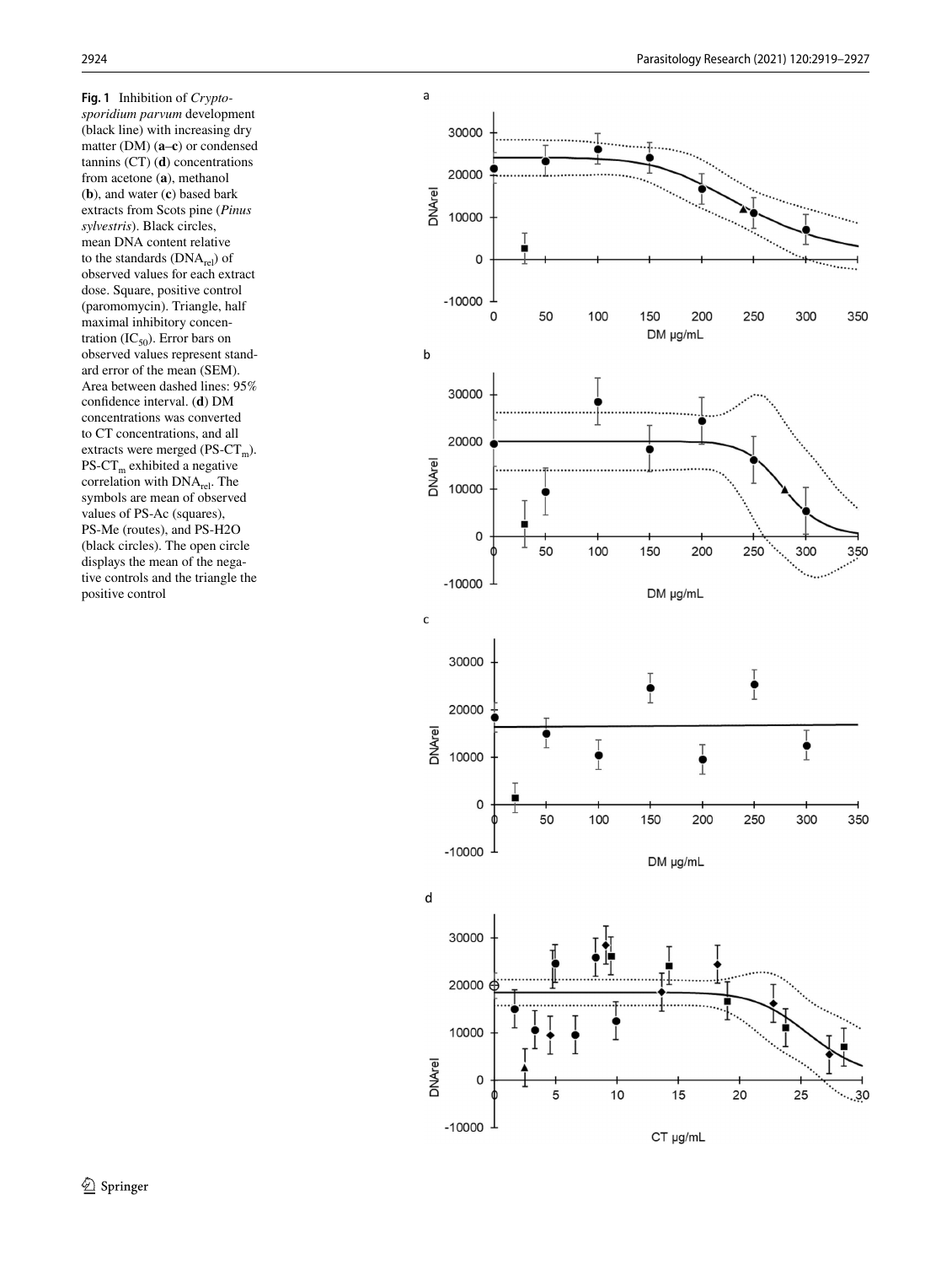**Fig. 1** Inhibition of *Cryptosporidium parvum* development (black line) with increasing dry matter (DM) (**a**–**c**) or condensed tannins (CT) (**d**) concentrations from acetone (**a**), methanol (**b**), and water (**c**) based bark extracts from Scots pine (*Pinus sylvestris*). Black circles, mean DNA content relative to the standards ($DNA_{rel}$) of observed values for each extract dose. Square, positive control (paromomycin). Triangle, half maximal inhibitory concentration ($IC_{50}$). Error bars on observed values represent standard error of the mean (SEM). Area between dashed lines: 95% confidence interval. (**d**) DM concentrations was converted to CT concentrations, and all extracts were merged (PS-$CT_m$). PS-$CT_m$ exhibited a negative correlation with $DNA_{rel}$. The symbols are mean of observed values of PS-Ac (squares), PS-Me (routes), and PS-H2O (black circles). The open circle displays the mean of the negative controls and the triangle the positive control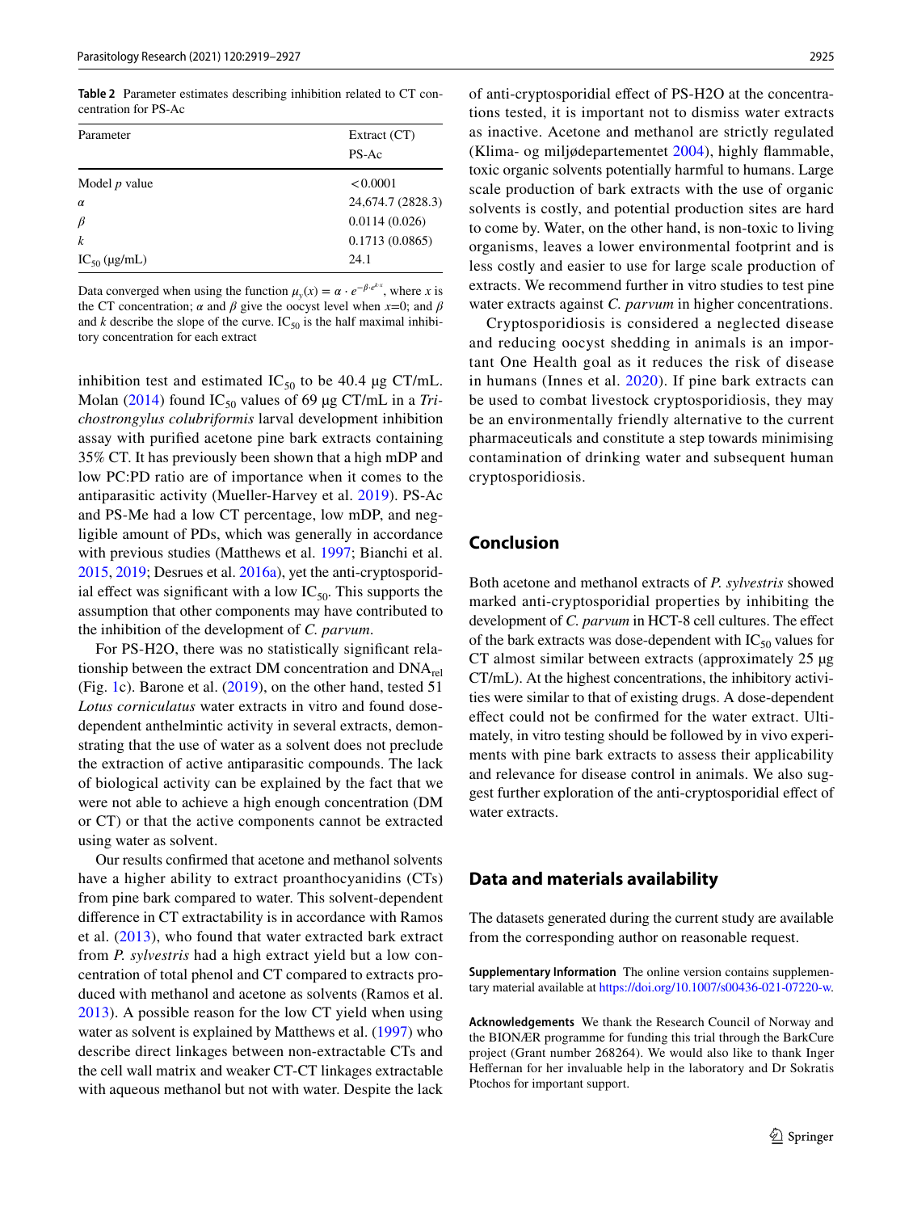**Table 2** Parameter estimates describing inhibition related to CT concentration for PS-Ac

| Parameter | Extract (CT) |
|---|---|
| | PS-Ac |
| Model $p$ value | $<0.0001$ |
| $\alpha$ | 24,674.7 (2828.3) |
| $\beta$ | 0.0114 (0.026) |
| $k$ | 0.1713 (0.0865) |
| $IC_{50}$ (μg/mL) | 24.1 |

Data converged when using the function $\mu_y(x) = \alpha \cdot e^{-\beta \cdot e^{k \cdot x}}$, where $x$ is the CT concentration; $\alpha$ and $\beta$ give the oocyst level when $x$=0; and $\beta$ and $k$ describe the slope of the curve. $IC_{50}$ is the half maximal inhibitory concentration for each extract

inhibition test and estimated $IC_{50}$ to be 40.4 μg CT/mL. Molan (2014) found $IC_{50}$ values of 69 μg CT/mL in a *Trichostrongylus colubriformis* larval development inhibition assay with purified acetone pine bark extracts containing 35% CT. It has previously been shown that a high mDP and low PC:PD ratio are of importance when it comes to the antiparasitic activity (Mueller-Harvey et al. 2019). PS-Ac and PS-Me had a low CT percentage, low mDP, and negligible amount of PDs, which was generally in accordance with previous studies (Matthews et al. 1997; Bianchi et al. 2015, 2019; Desrues et al. 2016a), yet the anti-cryptosporidial effect was significant with a low $IC_{50}$. This supports the assumption that other components may have contributed to the inhibition of the development of *C. parvum*.

For PS-H2O, there was no statistically significant relationship between the extract DM concentration and $DNA_{rel}$ (Fig. 1c). Barone et al. (2019), on the other hand, tested 51 *Lotus corniculatus* water extracts in vitro and found dose-dependent anthelmintic activity in several extracts, demonstrating that the use of water as a solvent does not preclude the extraction of active antiparasitic compounds. The lack of biological activity can be explained by the fact that we were not able to achieve a high enough concentration (DM or CT) or that the active components cannot be extracted using water as solvent.

Our results confirmed that acetone and methanol solvents have a higher ability to extract proanthocyanidins (CTs) from pine bark compared to water. This solvent-dependent difference in CT extractability is in accordance with Ramos et al. (2013), who found that water extracted bark extract from *P. sylvestris* had a high extract yield but a low concentration of total phenol and CT compared to extracts produced with methanol and acetone as solvents (Ramos et al. 2013). A possible reason for the low CT yield when using water as solvent is explained by Matthews et al. (1997) who describe direct linkages between non-extractable CTs and the cell wall matrix and weaker CT-CT linkages extractable with aqueous methanol but not with water. Despite the lack of anti-cryptosporidial effect of PS-H2O at the concentrations tested, it is important not to dismiss water extracts as inactive. Acetone and methanol are strictly regulated (Klima- og miljødepartementet 2004), highly flammable, toxic organic solvents potentially harmful to humans. Large scale production of bark extracts with the use of organic solvents is costly, and potential production sites are hard to come by. Water, on the other hand, is non-toxic to living organisms, leaves a lower environmental footprint and is less costly and easier to use for large scale production of extracts. We recommend further in vitro studies to test pine water extracts against *C. parvum* in higher concentrations.

Cryptosporidiosis is considered a neglected disease and reducing oocyst shedding in animals is an important One Health goal as it reduces the risk of disease in humans (Innes et al. 2020). If pine bark extracts can be used to combat livestock cryptosporidiosis, they may be an environmentally friendly alternative to the current pharmaceuticals and constitute a step towards minimising contamination of drinking water and subsequent human cryptosporidiosis.

## Conclusion

Both acetone and methanol extracts of *P. sylvestris* showed marked anti-cryptosporidial properties by inhibiting the development of *C. parvum* in HCT-8 cell cultures. The effect of the bark extracts was dose-dependent with $IC_{50}$ values for CT almost similar between extracts (approximately 25 μg CT/mL). At the highest concentrations, the inhibitory activities were similar to that of existing drugs. A dose-dependent effect could not be confirmed for the water extract. Ultimately, in vitro testing should be followed by in vivo experiments with pine bark extracts to assess their applicability and relevance for disease control in animals. We also suggest further exploration of the anti-cryptosporidial effect of water extracts.

## Data and materials availability

The datasets generated during the current study are available from the corresponding author on reasonable request.

**Supplementary Information** The online version contains supplementary material available at https://doi.org/10.1007/s00436-021-07220-w.

**Acknowledgements** We thank the Research Council of Norway and the BIONÆR programme for funding this trial through the BarkCure project (Grant number 268264). We would also like to thank Inger Heffernan for her invaluable help in the laboratory and Dr Sokratis Ptochos for important support.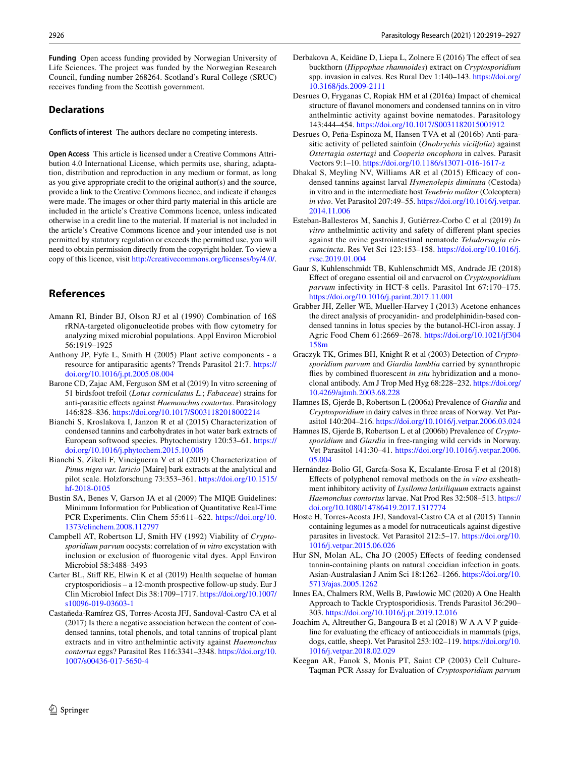**Funding** Open access funding provided by Norwegian University of Life Sciences. The project was funded by the Norwegian Research Council, funding number 268264. Scotland's Rural College (SRUC) receives funding from the Scottish government.

## Declarations

**Conflicts of interest** The authors declare no competing interests.

**Open Access** This article is licensed under a Creative Commons Attribution 4.0 International License, which permits use, sharing, adaptation, distribution and reproduction in any medium or format, as long as you give appropriate credit to the original author(s) and the source, provide a link to the Creative Commons licence, and indicate if changes were made. The images or other third party material in this article are included in the article's Creative Commons licence, unless indicated otherwise in a credit line to the material. If material is not included in the article's Creative Commons licence and your intended use is not permitted by statutory regulation or exceeds the permitted use, you will need to obtain permission directly from the copyright holder. To view a copy of this licence, visit http://creativecommons.org/licenses/by/4.0/.

## References

Amann RI, Binder BJ, Olson RJ et al (1990) Combination of 16S rRNA-targeted oligonucleotide probes with flow cytometry for analyzing mixed microbial populations. Appl Environ Microbiol 56:1919–1925

Anthony JP, Fyfe L, Smith H (2005) Plant active components - a resource for antiparasitic agents? Trends Parasitol 21:7. https://doi.org/10.1016/j.pt.2005.08.004

Barone CD, Zajac AM, Ferguson SM et al (2019) In vitro screening of 51 birdsfoot trefoil (*Lotus corniculatus L.*; *Fabaceae*) strains for anti-parasitic effects against *Haemonchus contortus*. Parasitology 146:828–836. https://doi.org/10.1017/S0031182018002214

Bianchi S, Kroslakova I, Janzon R et al (2015) Characterization of condensed tannins and carbohydrates in hot water bark extracts of European softwood species. Phytochemistry 120:53–61. https://doi.org/10.1016/j.phytochem.2015.10.006

Bianchi S, Zikeli F, Vinciguerra V et al (2019) Characterization of *Pinus nigra var. laricio* [Maire] bark extracts at the analytical and pilot scale. Holzforschung 73:353–361. https://doi.org/10.1515/hf-2018-0105

Bustin SA, Benes V, Garson JA et al (2009) The MIQE Guidelines: Minimum Information for Publication of Quantitative Real-Time PCR Experiments. Clin Chem 55:611–622. https://doi.org/10.1373/clinchem.2008.112797

Campbell AT, Robertson LJ, Smith HV (1992) Viability of *Cryptosporidium parvum* oocysts: correlation of *in vitro* excystation with inclusion or exclusion of fluorogenic vital dyes. Appl Environ Microbiol 58:3488–3493

Carter BL, Stiff RE, Elwin K et al (2019) Health sequelae of human cryptosporidiosis – a 12-month prospective follow-up study. Eur J Clin Microbiol Infect Dis 38:1709–1717. https://doi.org/10.1007/s10096-019-03603-1

Castañeda-Ramírez GS, Torres-Acosta JFJ, Sandoval-Castro CA et al (2017) Is there a negative association between the content of condensed tannins, total phenols, and total tannins of tropical plant extracts and in vitro anthelmintic activity against *Haemonchus contortus* eggs? Parasitol Res 116:3341–3348. https://doi.org/10.1007/s00436-017-5650-4

Derbakova A, Keidāne D, Liepa L, Zolnere E (2016) The effect of sea buckthorn (*Hippophae rhamnoides*) extract on *Cryptosporidium* spp. invasion in calves. Res Rural Dev 1:140–143. https://doi.org/10.3168/jds.2009-2111

Desrues O, Fryganas C, Ropiak HM et al (2016a) Impact of chemical structure of flavanol monomers and condensed tannins on in vitro anthelmintic activity against bovine nematodes. Parasitology 143:444–454. https://doi.org/10.1017/S0031182015001912

Desrues O, Peña-Espinoza M, Hansen TVA et al (2016b) Anti-parasitic activity of pelleted sainfoin (*Onobrychis viciifolia*) against *Ostertagia ostertagi* and *Cooperia oncophora* in calves. Parasit Vectors 9:1–10. https://doi.org/10.1186/s13071-016-1617-z

Dhakal S, Meyling NV, Williams AR et al (2015) Efficacy of condensed tannins against larval *Hymenolepis diminuta* (Cestoda) in vitro and in the intermediate host *Tenebrio molitor* (Coleoptera) *in vivo*. Vet Parasitol 207:49–55. https://doi.org/10.1016/j.vetpar.2014.11.006

Esteban-Ballesteros M, Sanchis J, Gutiérrez-Corbo C et al (2019) *In vitro* anthelmintic activity and safety of different plant species against the ovine gastrointestinal nematode *Teladorsagia circumcincta*. Res Vet Sci 123:153–158. https://doi.org/10.1016/j.rvsc.2019.01.004

Gaur S, Kuhlenschmidt TB, Kuhlenschmidt MS, Andrade JE (2018) Effect of oregano essential oil and carvacrol on *Cryptosporidium parvum* infectivity in HCT-8 cells. Parasitol Int 67:170–175. https://doi.org/10.1016/j.parint.2017.11.001

Grabber JH, Zeller WE, Mueller-Harvey I (2013) Acetone enhances the direct analysis of procyanidin- and prodelphinidin-based condensed tannins in lotus species by the butanol-HCl-iron assay. J Agric Food Chem 61:2669–2678. https://doi.org/10.1021/jf304158m

Graczyk TK, Grimes BH, Knight R et al (2003) Detection of *Cryptosporidium parvum* and *Giardia lamblia* carried by synanthropic flies by combined fluorescent *in situ* hybridization and a monoclonal antibody. Am J Trop Med Hyg 68:228–232. https://doi.org/10.4269/ajtmh.2003.68.228

Hamnes IS, Gjerde B, Robertson L (2006a) Prevalence of *Giardia* and *Cryptosporidium* in dairy calves in three areas of Norway. Vet Parasitol 140:204–216. https://doi.org/10.1016/j.vetpar.2006.03.024

Hamnes IS, Gjerde B, Robertson L et al (2006b) Prevalence of *Cryptosporidium* and *Giardia* in free-ranging wild cervids in Norway. Vet Parasitol 141:30–41. https://doi.org/10.1016/j.vetpar.2006.05.004

Hernández-Bolio GI, García-Sosa K, Escalante-Erosa F et al (2018) Effects of polyphenol removal methods on the *in vitro* exsheathment inhibitory activity of *Lysiloma latisiliquum* extracts against *Haemonchus contortus* larvae. Nat Prod Res 32:508–513. https://doi.org/10.1080/14786419.2017.1317774

Hoste H, Torres-Acosta JFJ, Sandoval-Castro CA et al (2015) Tannin containing legumes as a model for nutraceuticals against digestive parasites in livestock. Vet Parasitol 212:5–17. https://doi.org/10.1016/j.vetpar.2015.06.026

Hur SN, Molan AL, Cha JO (2005) Effects of feeding condensed tannin-containing plants on natural coccidian infection in goats. Asian-Australasian J Anim Sci 18:1262–1266. https://doi.org/10.5713/ajas.2005.1262

Innes EA, Chalmers RM, Wells B, Pawlowic MC (2020) A One Health Approach to Tackle Cryptosporidiosis. Trends Parasitol 36:290–303. https://doi.org/10.1016/j.pt.2019.12.016

Joachim A, Altreuther G, Bangoura B et al (2018) W A A V P guideline for evaluating the efficacy of anticoccidials in mammals (pigs, dogs, cattle, sheep). Vet Parasitol 253:102–119. https://doi.org/10.1016/j.vetpar.2018.02.029

Keegan AR, Fanok S, Monis PT, Saint CP (2003) Cell Culture-Taqman PCR Assay for Evaluation of *Cryptosporidium parvum*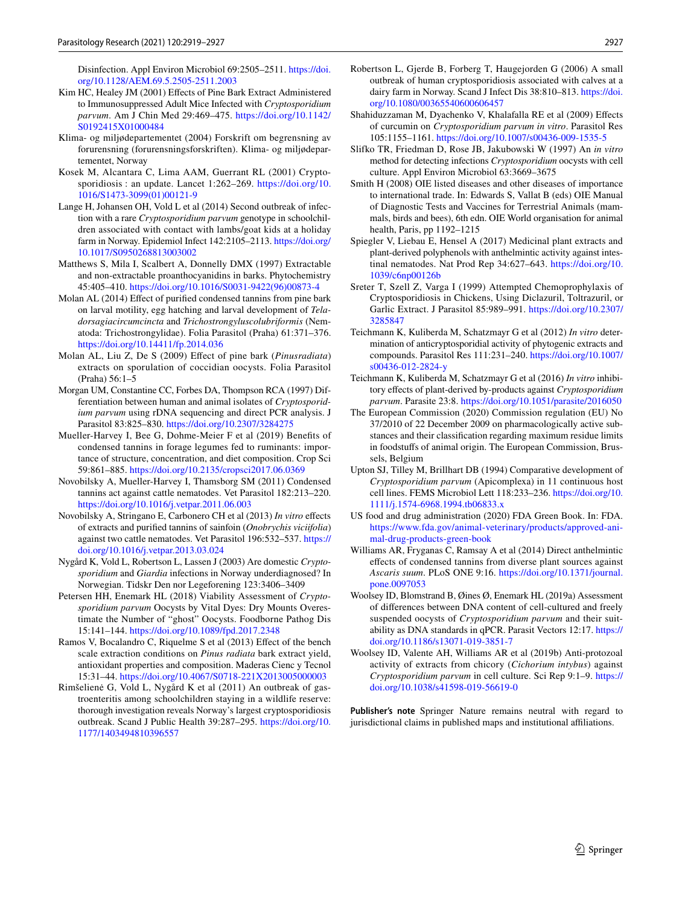Disinfection. Appl Environ Microbiol 69:2505–2511. https://doi.org/10.1128/AEM.69.5.2505-2511.2003

Kim HC, Healey JM (2001) Effects of Pine Bark Extract Administered to Immunosuppressed Adult Mice Infected with *Cryptosporidium parvum*. Am J Chin Med 29:469–475. https://doi.org/10.1142/S0192415X01000484

Klima- og miljødepartementet (2004) Forskrift om begrensning av forurensning (forurensningsforskriften). Klima- og miljødepartementet, Norway

Kosek M, Alcantara C, Lima AAM, Guerrant RL (2001) Cryptosporidiosis : an update. Lancet 1:262–269. https://doi.org/10.1016/S1473-3099(01)00121-9

Lange H, Johansen OH, Vold L et al (2014) Second outbreak of infection with a rare *Cryptosporidium parvum* genotype in schoolchildren associated with contact with lambs/goat kids at a holiday farm in Norway. Epidemiol Infect 142:2105–2113. https://doi.org/10.1017/S0950268813003002

Matthews S, Mila I, Scalbert A, Donnelly DMX (1997) Extractable and non-extractable proanthocyanidins in barks. Phytochemistry 45:405–410. https://doi.org/10.1016/S0031-9422(96)00873-4

Molan AL (2014) Effect of purified condensed tannins from pine bark on larval motility, egg hatching and larval development of *Teladorsagiacircumcincta* and *Trichostrongyluscolubriformis* (Nematoda: Trichostrongylidae). Folia Parasitol (Praha) 61:371–376. https://doi.org/10.14411/fp.2014.036

Molan AL, Liu Z, De S (2009) Effect of pine bark (*Pinusradiata*) extracts on sporulation of coccidian oocysts. Folia Parasitol (Praha) 56:1–5

Morgan UM, Constantine CC, Forbes DA, Thompson RCA (1997) Differentiation between human and animal isolates of *Cryptosporidium parvum* using rDNA sequencing and direct PCR analysis. J Parasitol 83:825–830. https://doi.org/10.2307/3284275

Mueller-Harvey I, Bee G, Dohme-Meier F et al (2019) Benefits of condensed tannins in forage legumes fed to ruminants: importance of structure, concentration, and diet composition. Crop Sci 59:861–885. https://doi.org/10.2135/cropsci2017.06.0369

Novobilsky A, Mueller-Harvey I, Thamsborg SM (2011) Condensed tannins act against cattle nematodes. Vet Parasitol 182:213–220. https://doi.org/10.1016/j.vetpar.2011.06.003

Novobilsky A, Stringano E, Carbonero CH et al (2013) *In vitro* effects of extracts and purified tannins of sainfoin (*Onobrychis viciifolia*) against two cattle nematodes. Vet Parasitol 196:532–537. https://doi.org/10.1016/j.vetpar.2013.03.024

Nygård K, Vold L, Robertson L, Lassen J (2003) Are domestic *Cryptosporidium* and *Giardia* infections in Norway underdiagnosed? In Norwegian. Tidskr Den nor Legeforening 123:3406–3409

Petersen HH, Enemark HL (2018) Viability Assessment of *Cryptosporidium parvum* Oocysts by Vital Dyes: Dry Mounts Overestimate the Number of "ghost" Oocysts. Foodborne Pathog Dis 15:141–144. https://doi.org/10.1089/fpd.2017.2348

Ramos V, Bocalandro C, Riquelme S et al (2013) Effect of the bench scale extraction conditions on *Pinus radiata* bark extract yield, antioxidant properties and composition. Maderas Cienc y Tecnol 15:31–44. https://doi.org/10.4067/S0718-221X2013005000003

Rimšelienė G, Vold L, Nygård K et al (2011) An outbreak of gastroenteritis among schoolchildren staying in a wildlife reserve: thorough investigation reveals Norway's largest cryptosporidiosis outbreak. Scand J Public Health 39:287–295. https://doi.org/10.1177/1403494810396557

Robertson L, Gjerde B, Forberg T, Haugejorden G (2006) A small outbreak of human cryptosporidiosis associated with calves at a dairy farm in Norway. Scand J Infect Dis 38:810–813. https://doi.org/10.1080/00365540600606457

Shahiduzzaman M, Dyachenko V, Khalafalla RE et al (2009) Effects of curcumin on *Cryptosporidium parvum in vitro*. Parasitol Res 105:1155–1161. https://doi.org/10.1007/s00436-009-1535-5

Slifko TR, Friedman D, Rose JB, Jakubowski W (1997) An *in vitro* method for detecting infections *Cryptosporidium* oocysts with cell culture. Appl Environ Microbiol 63:3669–3675

Smith H (2008) OIE listed diseases and other diseases of importance to international trade. In: Edwards S, Vallat B (eds) OIE Manual of Diagnostic Tests and Vaccines for Terrestrial Animals (mammals, birds and bees), 6th edn. OIE World organisation for animal health, Paris, pp 1192–1215

Spiegler V, Liebau E, Hensel A (2017) Medicinal plant extracts and plant-derived polyphenols with anthelmintic activity against intestinal nematodes. Nat Prod Rep 34:627–643. https://doi.org/10.1039/c6np00126b

Sreter T, Szell Z, Varga I (1999) Attempted Chemoprophylaxis of Cryptosporidiosis in Chickens, Using Diclazuril, Toltrazuril, or Garlic Extract. J Parasitol 85:989–991. https://doi.org/10.2307/3285847

Teichmann K, Kuliberda M, Schatzmayr G et al (2012) *In vitro* determination of anticryptosporidial activity of phytogenic extracts and compounds. Parasitol Res 111:231–240. https://doi.org/10.1007/s00436-012-2824-y

Teichmann K, Kuliberda M, Schatzmayr G et al (2016) *In vitro* inhibitory effects of plant-derived by-products against *Cryptosporidium parvum*. Parasite 23:8. https://doi.org/10.1051/parasite/2016050

The European Commission (2020) Commission regulation (EU) No 37/2010 of 22 December 2009 on pharmacologically active substances and their classification regarding maximum residue limits in foodstuffs of animal origin. The European Commission, Brussels, Belgium

Upton SJ, Tilley M, Brillhart DB (1994) Comparative development of *Cryptosporidium parvum* (Apicomplexa) in 11 continuous host cell lines. FEMS Microbiol Lett 118:233–236. https://doi.org/10.1111/j.1574-6968.1994.tb06833.x

US food and drug administration (2020) FDA Green Book. In: FDA. https://www.fda.gov/animal-veterinary/products/approved-animal-drug-products-green-book

Williams AR, Fryganas C, Ramsay A et al (2014) Direct anthelmintic effects of condensed tannins from diverse plant sources against *Ascaris suum*. PLoS ONE 9:16. https://doi.org/10.1371/journal.pone.0097053

Woolsey ID, Blomstrand B, Øines Ø, Enemark HL (2019a) Assessment of differences between DNA content of cell-cultured and freely suspended oocysts of *Cryptosporidium parvum* and their suitability as DNA standards in qPCR. Parasit Vectors 12:17. https://doi.org/10.1186/s13071-019-3851-7

Woolsey ID, Valente AH, Williams AR et al (2019b) Anti-protozoal activity of extracts from chicory (*Cichorium intybus*) against *Cryptosporidium parvum* in cell culture. Sci Rep 9:1–9. https://doi.org/10.1038/s41598-019-56619-0

**Publisher's note** Springer Nature remains neutral with regard to jurisdictional claims in published maps and institutional affiliations.